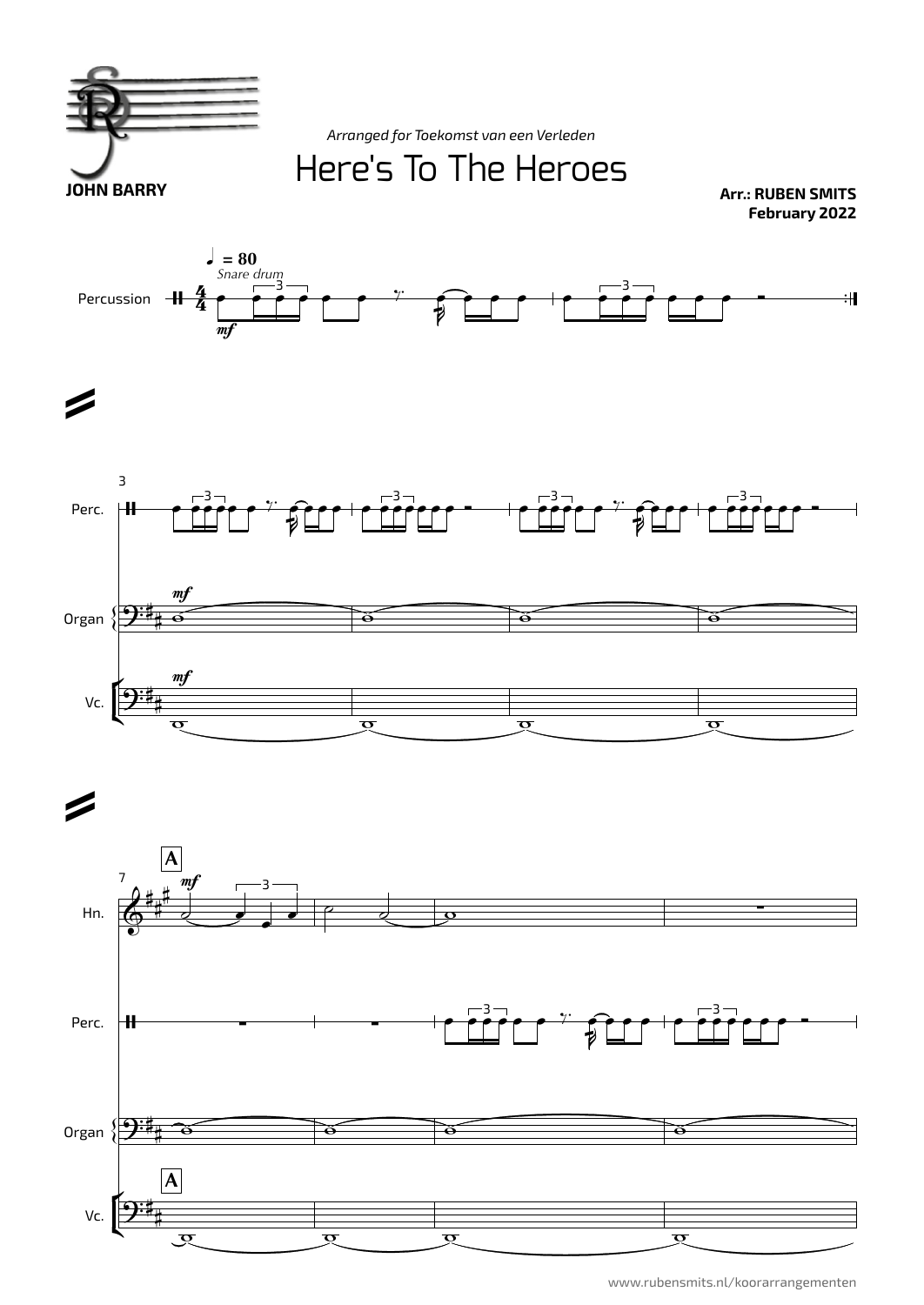*Arranged for Toekomst van een Verleden*

# Here's To The Heroes

**JOHN BARRY**

**Arr.: RUBEN SMITS**
**February 2022**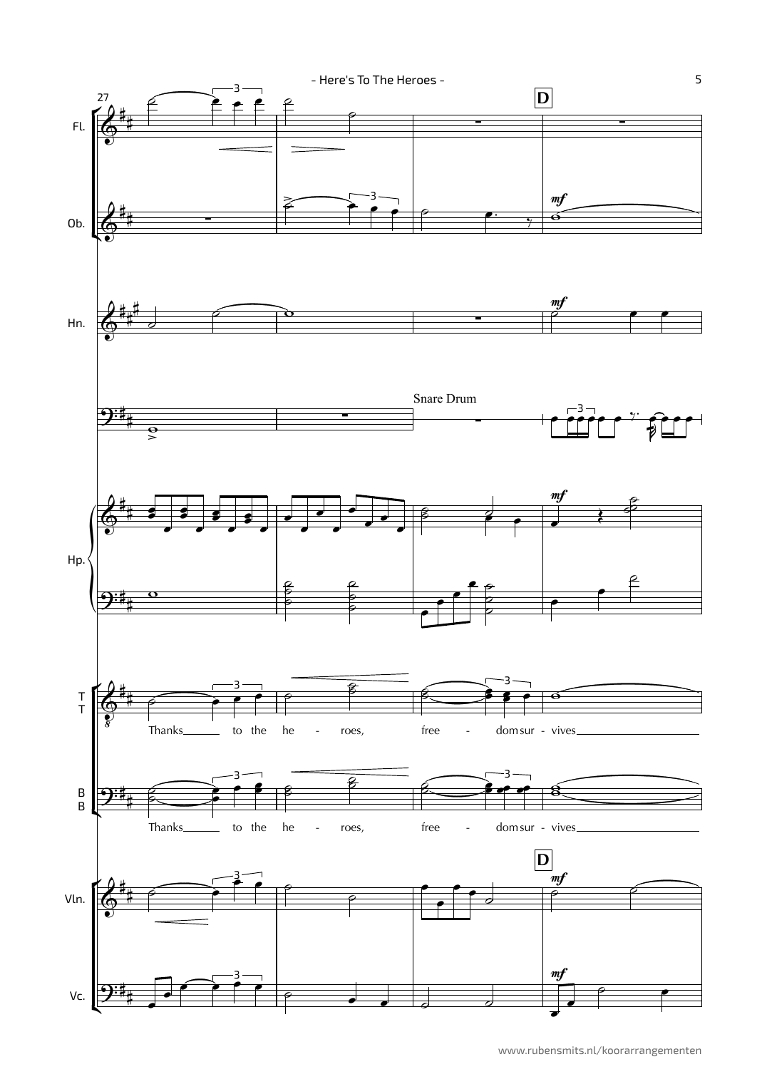Thanks to the heroes, freedom survives

Thanks to the heroes, freedom survives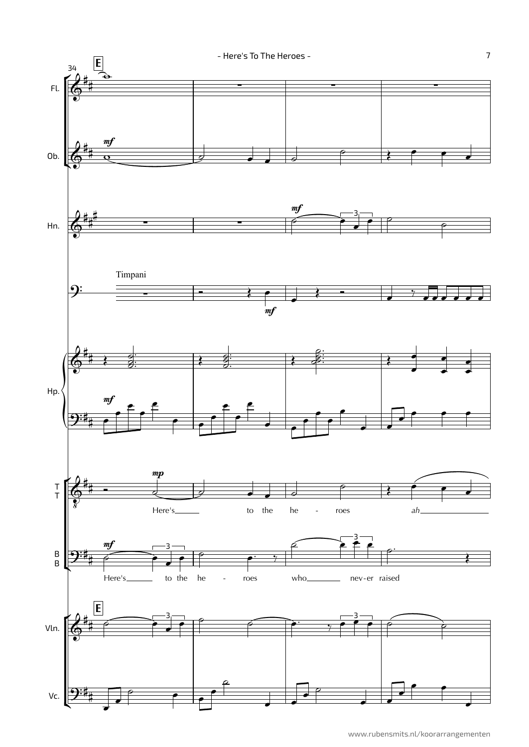**E** 34

Fl.

Ob. *mf*

Hn. *mf*

Timpani *mf*

Hp. *mf*

T T *mp*

Here's to the he - roes *ah*

B B *mf*

Here's to the he - roes who nev - er raised

**E**

Vln.

Vc.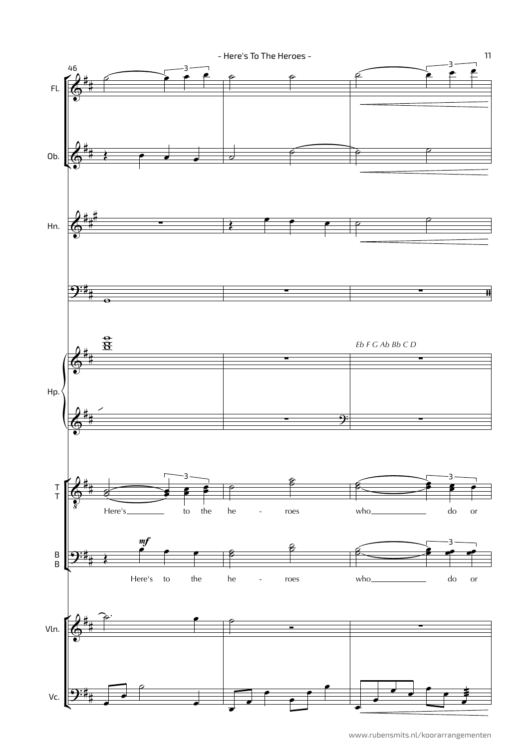Fl.

Ob.

Hn.

Hp.

*Eb F G Ab Bb C D*

T
T

Here's to the he - roes who do or

B
B

*mf*

Here's to the he - roes who do or

Vln.

Vc.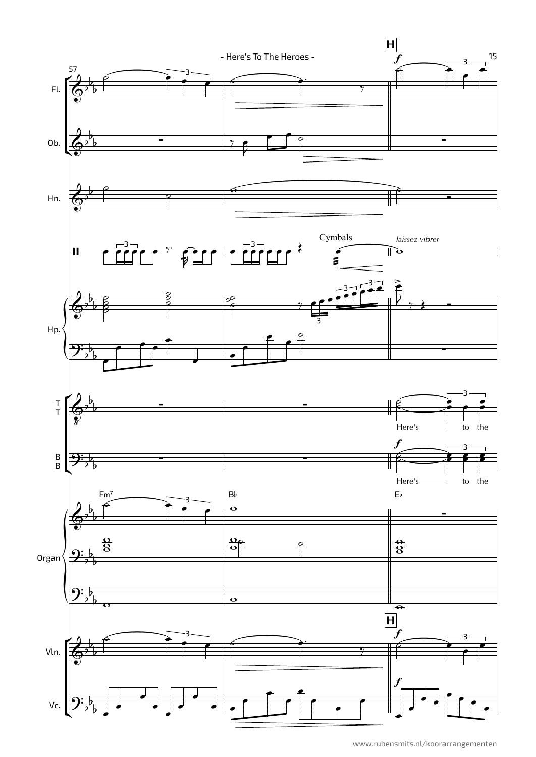57

H

Fl.

Ob.

Hn.

Cymbals

*laissez vibrer*

Hp.

T
T

Here's to the

B
B

Here's to the

Fm7 B♭ E♭

Organ

H

Vln.

Vc.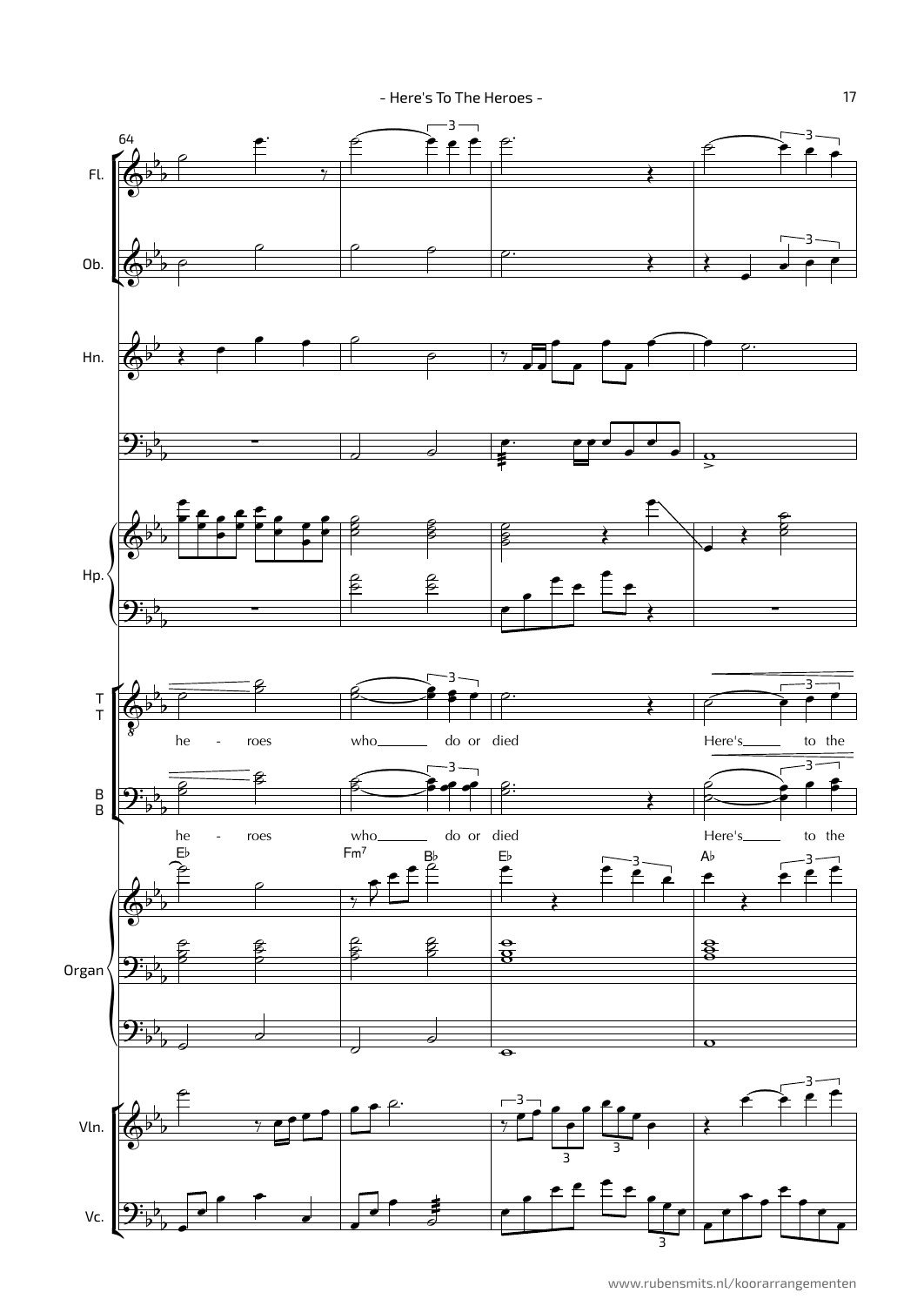64

Fl.

Ob.

Hn.

Hp.

T
T

he - roes who do or died Here's to the

B
B

he - roes who do or died Here's to the

E♭ Fm7 B♭ E♭ A♭

Organ

Vln.

Vc.